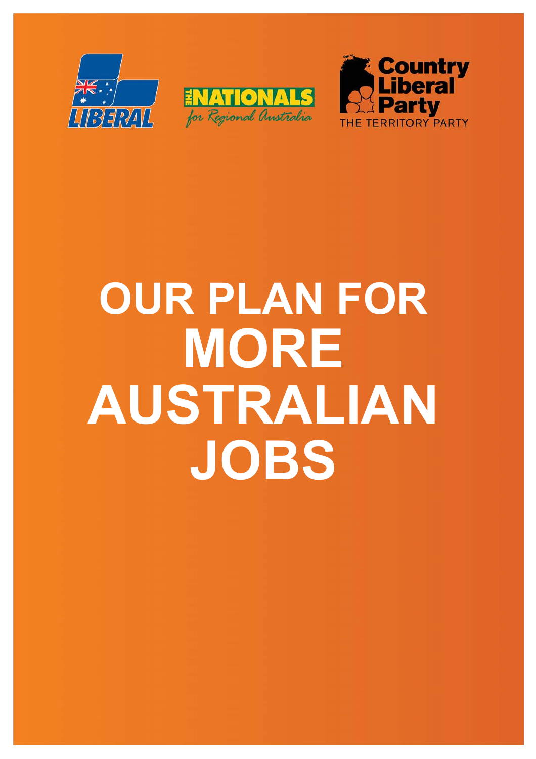LIBERAL

THE NATIONALS for Regional Australia

Country Liberal Party THE TERRITORY PARTY

# OUR PLAN FOR MORE AUSTRALIAN JOBS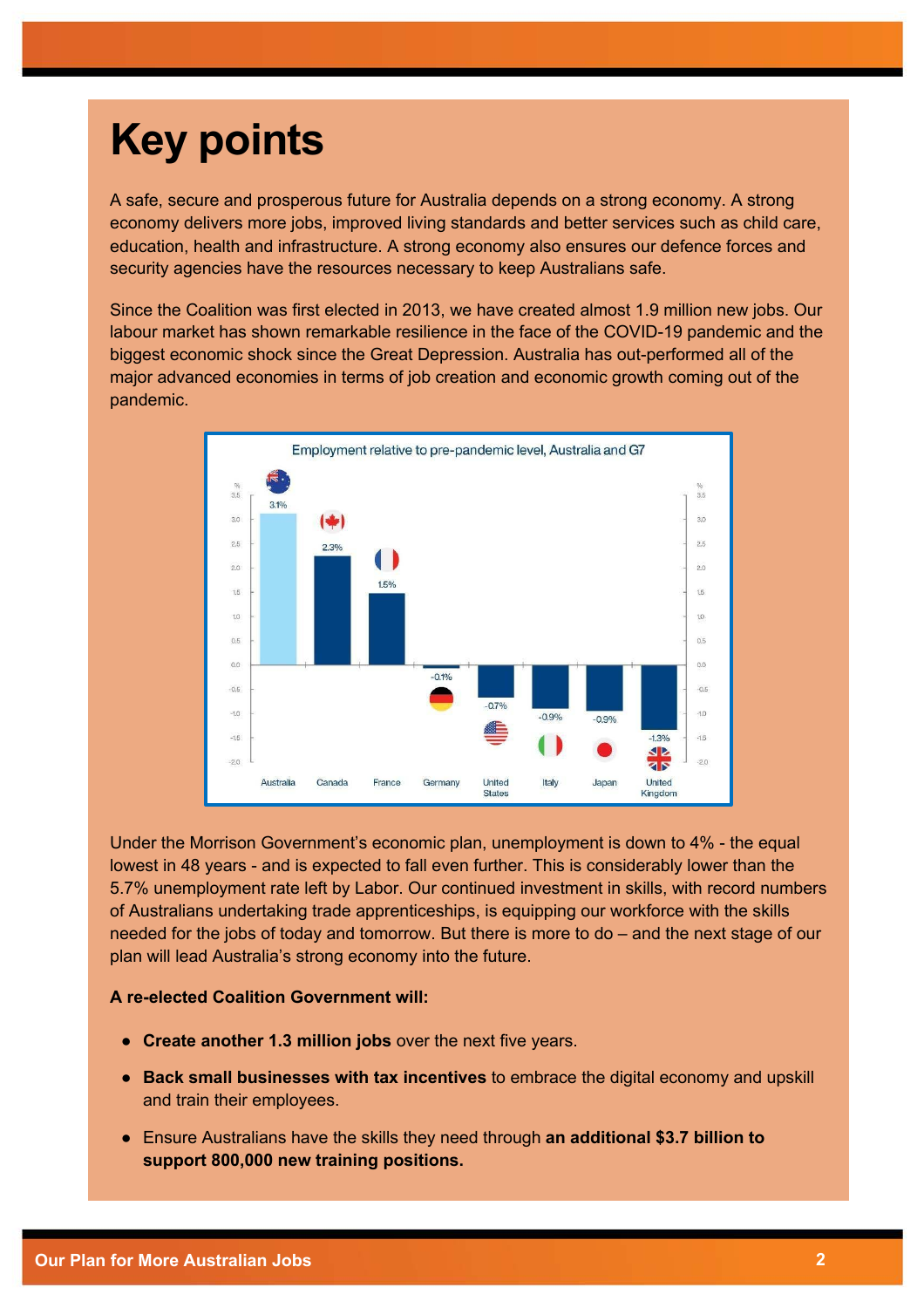# Key points

A safe, secure and prosperous future for Australia depends on a strong economy. A strong economy delivers more jobs, improved living standards and better services such as child care, education, health and infrastructure. A strong economy also ensures our defence forces and security agencies have the resources necessary to keep Australians safe.

Since the Coalition was first elected in 2013, we have created almost 1.9 million new jobs. Our labour market has shown remarkable resilience in the face of the COVID-19 pandemic and the biggest economic shock since the Great Depression. Australia has out-performed all of the major advanced economies in terms of job creation and economic growth coming out of the pandemic.

Employment relative to pre-pandemic level, Australia and G7

| Country | Employment relative to pre-pandemic level (%) |
| --- | --- |
| Australia | 3.1% |
| Canada | 2.3% |
| France | 1.5% |
| Germany | -0.1% |
| United States | -0.7% |
| Italy | -0.9% |
| Japan | -0.9% |
| United Kingdom | -1.3% |

Under the Morrison Government's economic plan, unemployment is down to 4% - the equal lowest in 48 years - and is expected to fall even further. This is considerably lower than the 5.7% unemployment rate left by Labor. Our continued investment in skills, with record numbers of Australians undertaking trade apprenticeships, is equipping our workforce with the skills needed for the jobs of today and tomorrow. But there is more to do – and the next stage of our plan will lead Australia's strong economy into the future.

**A re-elected Coalition Government will:**

- **Create another 1.3 million jobs** over the next five years.
- **Back small businesses with tax incentives** to embrace the digital economy and upskill and train their employees.
- Ensure Australians have the skills they need through **an additional $3.7 billion to support 800,000 new training positions.**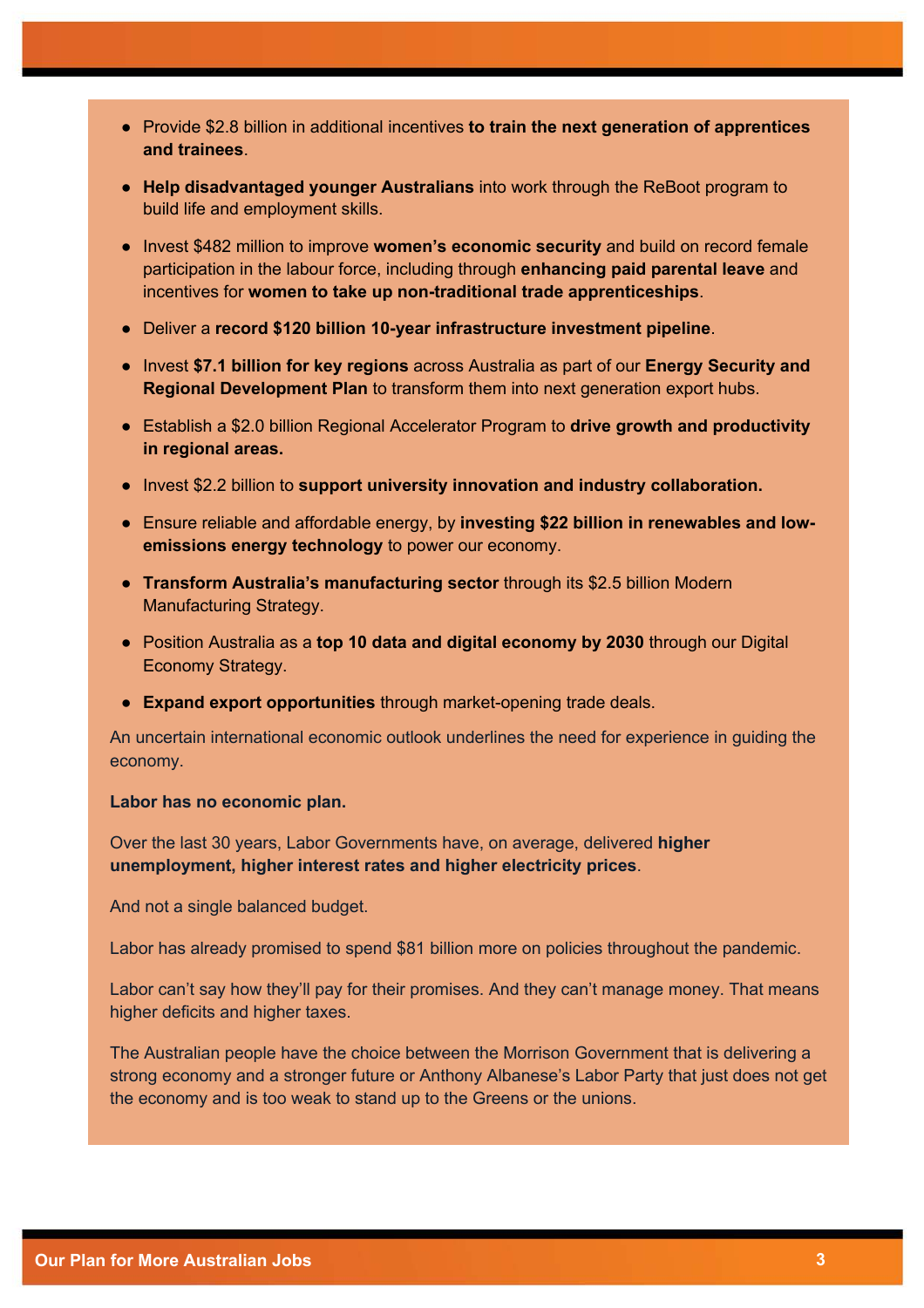- Provide $2.8 billion in additional incentives **to train the next generation of apprentices and trainees**.
- **Help disadvantaged younger Australians** into work through the ReBoot program to build life and employment skills.
- Invest $482 million to improve **women's economic security** and build on record female participation in the labour force, including through **enhancing paid parental leave** and incentives for **women to take up non-traditional trade apprenticeships**.
- Deliver a **record $120 billion 10-year infrastructure investment pipeline**.
- Invest **$7.1 billion for key regions** across Australia as part of our **Energy Security and Regional Development Plan** to transform them into next generation export hubs.
- Establish a $2.0 billion Regional Accelerator Program to **drive growth and productivity in regional areas.**
- Invest $2.2 billion to **support university innovation and industry collaboration.**
- Ensure reliable and affordable energy, by **investing $22 billion in renewables and low-emissions energy technology** to power our economy.
- **Transform Australia's manufacturing sector** through its $2.5 billion Modern Manufacturing Strategy.
- Position Australia as a **top 10 data and digital economy by 2030** through our Digital Economy Strategy.
- **Expand export opportunities** through market-opening trade deals.

An uncertain international economic outlook underlines the need for experience in guiding the economy.

**Labor has no economic plan.**

Over the last 30 years, Labor Governments have, on average, delivered **higher unemployment, higher interest rates and higher electricity prices**.

And not a single balanced budget.

Labor has already promised to spend $81 billion more on policies throughout the pandemic.

Labor can't say how they'll pay for their promises. And they can't manage money. That means higher deficits and higher taxes.

The Australian people have the choice between the Morrison Government that is delivering a strong economy and a stronger future or Anthony Albanese's Labor Party that just does not get the economy and is too weak to stand up to the Greens or the unions.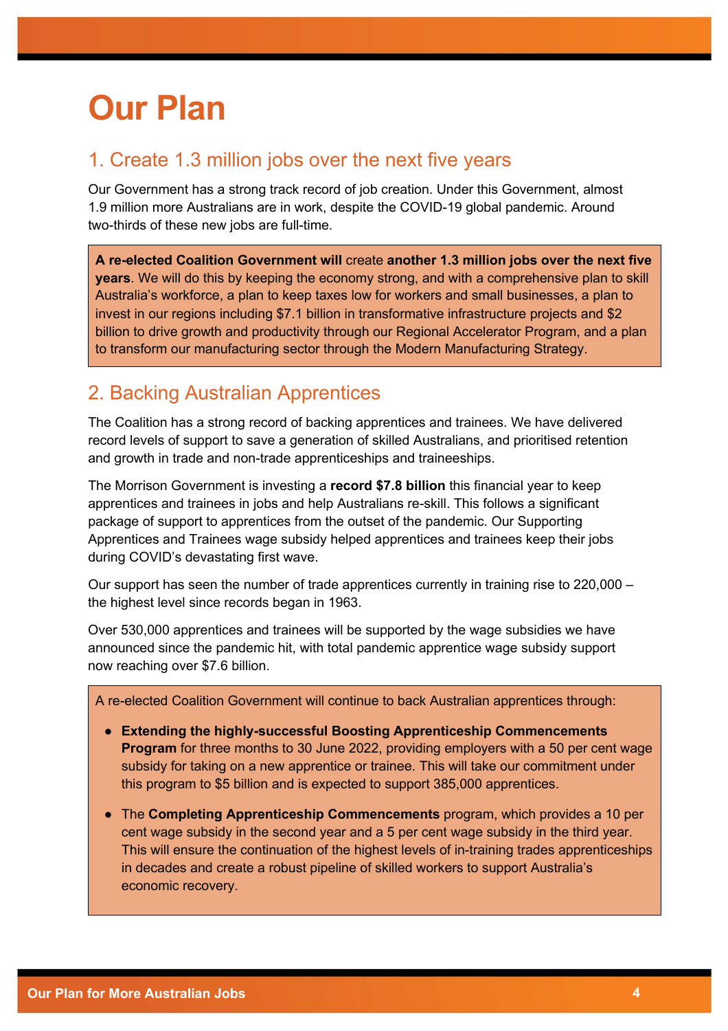# Our Plan

## 1. Create 1.3 million jobs over the next five years

Our Government has a strong track record of job creation. Under this Government, almost 1.9 million more Australians are in work, despite the COVID-19 global pandemic. Around two-thirds of these new jobs are full-time.

**A re-elected Coalition Government will** create **another 1.3 million jobs over the next five years**. We will do this by keeping the economy strong, and with a comprehensive plan to skill Australia's workforce, a plan to keep taxes low for workers and small businesses, a plan to invest in our regions including $7.1 billion in transformative infrastructure projects and $2 billion to drive growth and productivity through our Regional Accelerator Program, and a plan to transform our manufacturing sector through the Modern Manufacturing Strategy.

## 2. Backing Australian Apprentices

The Coalition has a strong record of backing apprentices and trainees. We have delivered record levels of support to save a generation of skilled Australians, and prioritised retention and growth in trade and non-trade apprenticeships and traineeships.

The Morrison Government is investing a **record $7.8 billion** this financial year to keep apprentices and trainees in jobs and help Australians re-skill. This follows a significant package of support to apprentices from the outset of the pandemic. Our Supporting Apprentices and Trainees wage subsidy helped apprentices and trainees keep their jobs during COVID's devastating first wave.

Our support has seen the number of trade apprentices currently in training rise to 220,000 – the highest level since records began in 1963.

Over 530,000 apprentices and trainees will be supported by the wage subsidies we have announced since the pandemic hit, with total pandemic apprentice wage subsidy support now reaching over $7.6 billion.

A re-elected Coalition Government will continue to back Australian apprentices through:

- **Extending the highly-successful Boosting Apprenticeship Commencements Program** for three months to 30 June 2022, providing employers with a 50 per cent wage subsidy for taking on a new apprentice or trainee. This will take our commitment under this program to $5 billion and is expected to support 385,000 apprentices.
- The **Completing Apprenticeship Commencements** program, which provides a 10 per cent wage subsidy in the second year and a 5 per cent wage subsidy in the third year. This will ensure the continuation of the highest levels of in-training trades apprenticeships in decades and create a robust pipeline of skilled workers to support Australia's economic recovery.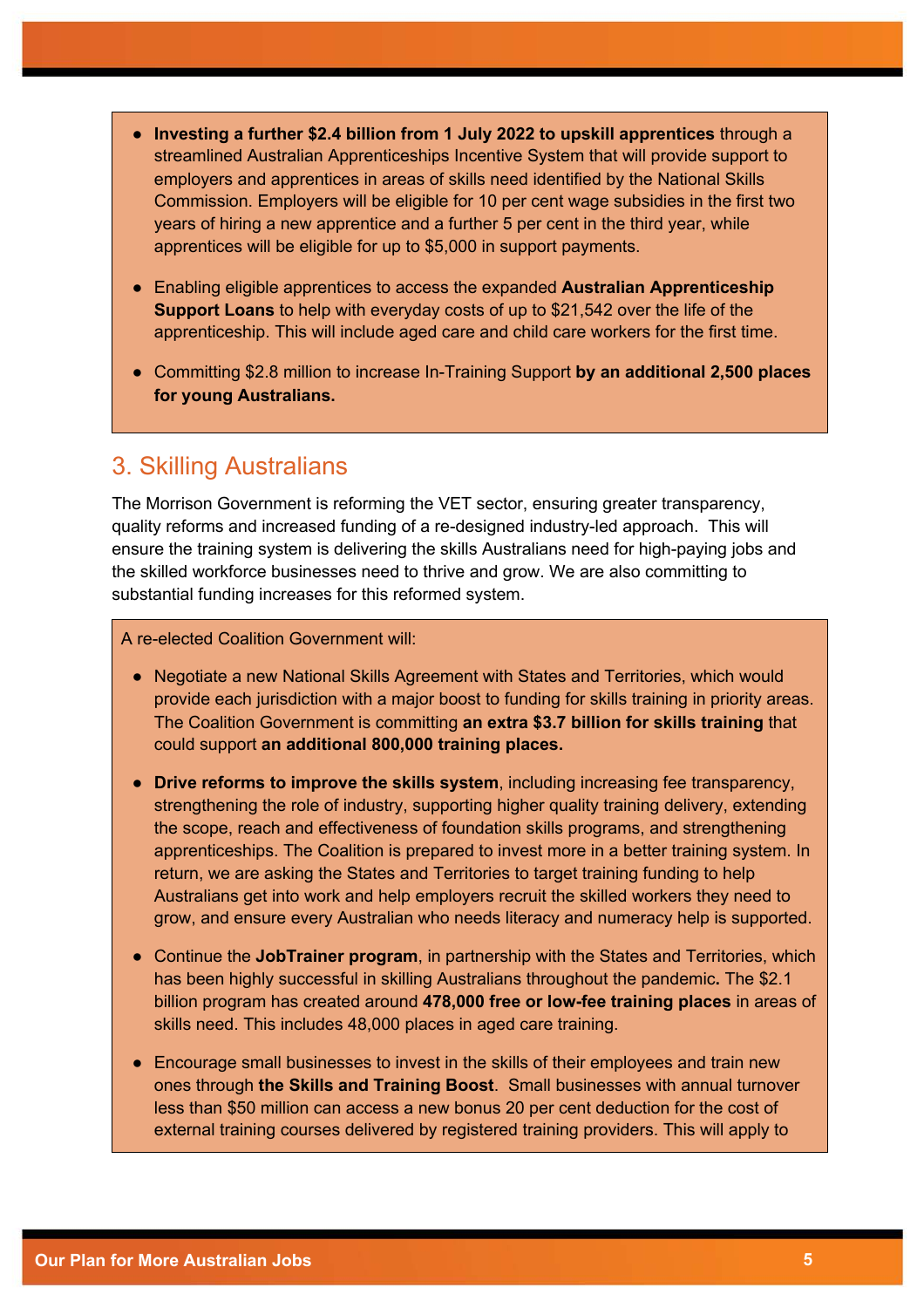- **Investing a further $2.4 billion from 1 July 2022 to upskill apprentices** through a streamlined Australian Apprenticeships Incentive System that will provide support to employers and apprentices in areas of skills need identified by the National Skills Commission. Employers will be eligible for 10 per cent wage subsidies in the first two years of hiring a new apprentice and a further 5 per cent in the third year, while apprentices will be eligible for up to $5,000 in support payments.
- Enabling eligible apprentices to access the expanded **Australian Apprenticeship Support Loans** to help with everyday costs of up to $21,542 over the life of the apprenticeship. This will include aged care and child care workers for the first time.
- Committing $2.8 million to increase In-Training Support **by an additional 2,500 places for young Australians.**

## 3. Skilling Australians

The Morrison Government is reforming the VET sector, ensuring greater transparency, quality reforms and increased funding of a re-designed industry-led approach. This will ensure the training system is delivering the skills Australians need for high-paying jobs and the skilled workforce businesses need to thrive and grow. We are also committing to substantial funding increases for this reformed system.

A re-elected Coalition Government will:

- Negotiate a new National Skills Agreement with States and Territories, which would provide each jurisdiction with a major boost to funding for skills training in priority areas. The Coalition Government is committing **an extra $3.7 billion for skills training** that could support **an additional 800,000 training places.**
- **Drive reforms to improve the skills system**, including increasing fee transparency, strengthening the role of industry, supporting higher quality training delivery, extending the scope, reach and effectiveness of foundation skills programs, and strengthening apprenticeships. The Coalition is prepared to invest more in a better training system. In return, we are asking the States and Territories to target training funding to help Australians get into work and help employers recruit the skilled workers they need to grow, and ensure every Australian who needs literacy and numeracy help is supported.
- Continue the **JobTrainer program**, in partnership with the States and Territories, which has been highly successful in skilling Australians throughout the pandemic**.** The $2.1 billion program has created around **478,000 free or low-fee training places** in areas of skills need. This includes 48,000 places in aged care training.
- Encourage small businesses to invest in the skills of their employees and train new ones through **the Skills and Training Boost**. Small businesses with annual turnover less than $50 million can access a new bonus 20 per cent deduction for the cost of external training courses delivered by registered training providers. This will apply to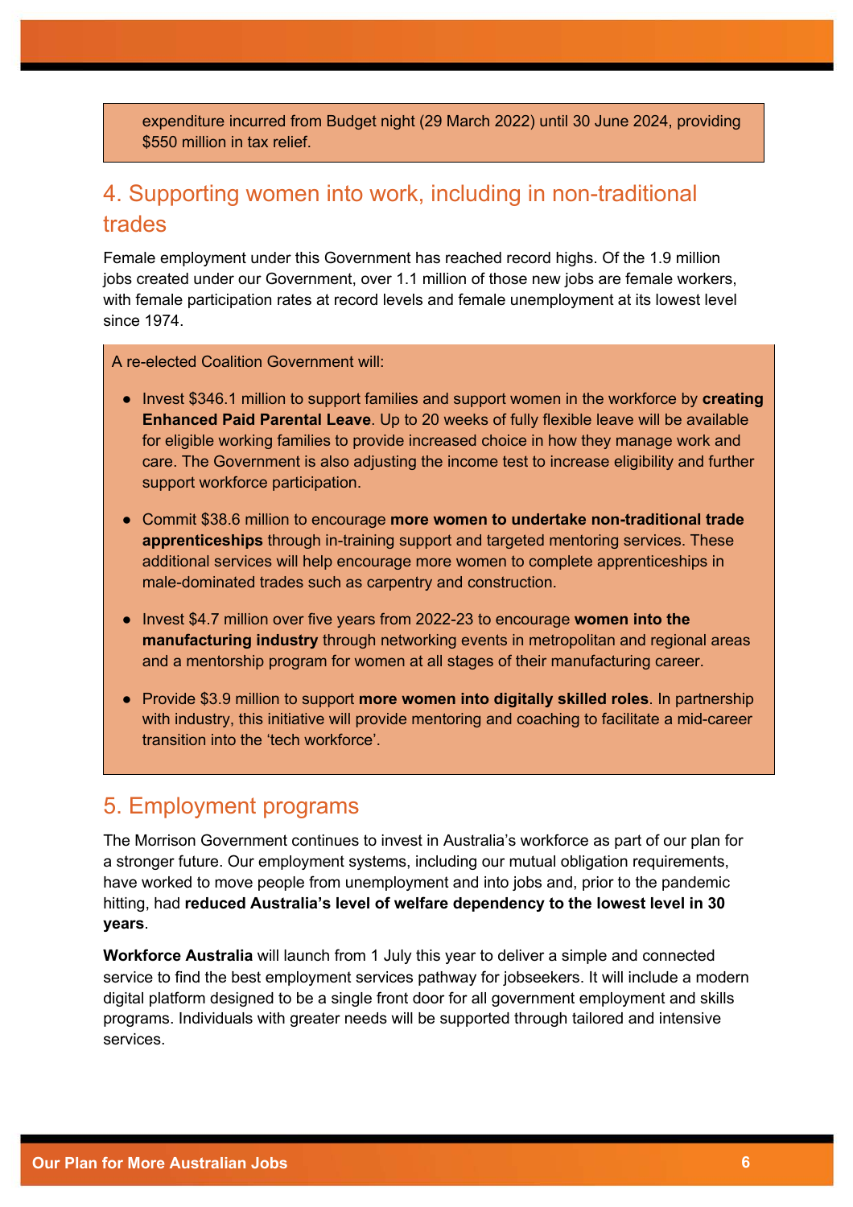expenditure incurred from Budget night (29 March 2022) until 30 June 2024, providing $550 million in tax relief.

## 4. Supporting women into work, including in non-traditional trades

Female employment under this Government has reached record highs. Of the 1.9 million jobs created under our Government, over 1.1 million of those new jobs are female workers, with female participation rates at record levels and female unemployment at its lowest level since 1974.

A re-elected Coalition Government will:

- Invest $346.1 million to support families and support women in the workforce by **creating Enhanced Paid Parental Leave**. Up to 20 weeks of fully flexible leave will be available for eligible working families to provide increased choice in how they manage work and care. The Government is also adjusting the income test to increase eligibility and further support workforce participation.
- Commit $38.6 million to encourage **more women to undertake non-traditional trade apprenticeships** through in-training support and targeted mentoring services. These additional services will help encourage more women to complete apprenticeships in male-dominated trades such as carpentry and construction.
- Invest $4.7 million over five years from 2022-23 to encourage **women into the manufacturing industry** through networking events in metropolitan and regional areas and a mentorship program for women at all stages of their manufacturing career.
- Provide $3.9 million to support **more women into digitally skilled roles**. In partnership with industry, this initiative will provide mentoring and coaching to facilitate a mid-career transition into the 'tech workforce'.

## 5. Employment programs

The Morrison Government continues to invest in Australia's workforce as part of our plan for a stronger future. Our employment systems, including our mutual obligation requirements, have worked to move people from unemployment and into jobs and, prior to the pandemic hitting, had **reduced Australia's level of welfare dependency to the lowest level in 30 years**.

**Workforce Australia** will launch from 1 July this year to deliver a simple and connected service to find the best employment services pathway for jobseekers. It will include a modern digital platform designed to be a single front door for all government employment and skills programs. Individuals with greater needs will be supported through tailored and intensive services.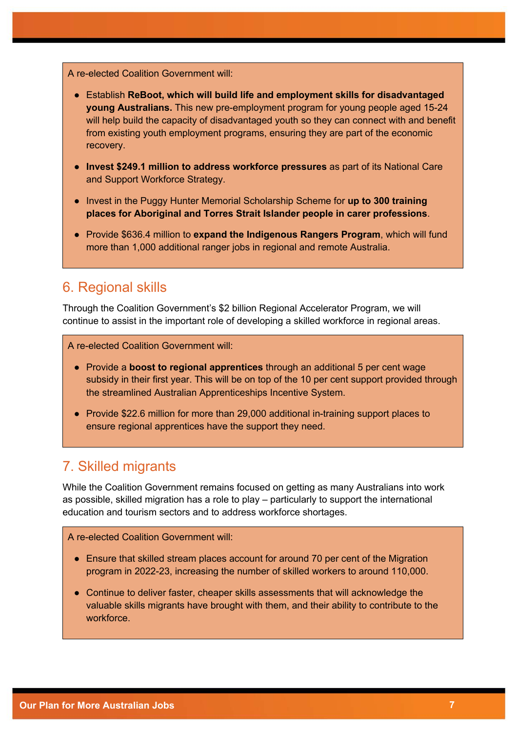A re-elected Coalition Government will:

- Establish **ReBoot, which will build life and employment skills for disadvantaged young Australians.** This new pre-employment program for young people aged 15-24 will help build the capacity of disadvantaged youth so they can connect with and benefit from existing youth employment programs, ensuring they are part of the economic recovery.
- **Invest $249.1 million to address workforce pressures** as part of its National Care and Support Workforce Strategy.
- Invest in the Puggy Hunter Memorial Scholarship Scheme for **up to 300 training places for Aboriginal and Torres Strait Islander people in carer professions**.
- Provide $636.4 million to **expand the Indigenous Rangers Program**, which will fund more than 1,000 additional ranger jobs in regional and remote Australia.

## 6. Regional skills

Through the Coalition Government's $2 billion Regional Accelerator Program, we will continue to assist in the important role of developing a skilled workforce in regional areas.

A re-elected Coalition Government will:

- Provide a **boost to regional apprentices** through an additional 5 per cent wage subsidy in their first year. This will be on top of the 10 per cent support provided through the streamlined Australian Apprenticeships Incentive System.
- Provide $22.6 million for more than 29,000 additional in-training support places to ensure regional apprentices have the support they need.

## 7. Skilled migrants

While the Coalition Government remains focused on getting as many Australians into work as possible, skilled migration has a role to play – particularly to support the international education and tourism sectors and to address workforce shortages.

A re-elected Coalition Government will:

- Ensure that skilled stream places account for around 70 per cent of the Migration program in 2022-23, increasing the number of skilled workers to around 110,000.
- Continue to deliver faster, cheaper skills assessments that will acknowledge the valuable skills migrants have brought with them, and their ability to contribute to the workforce.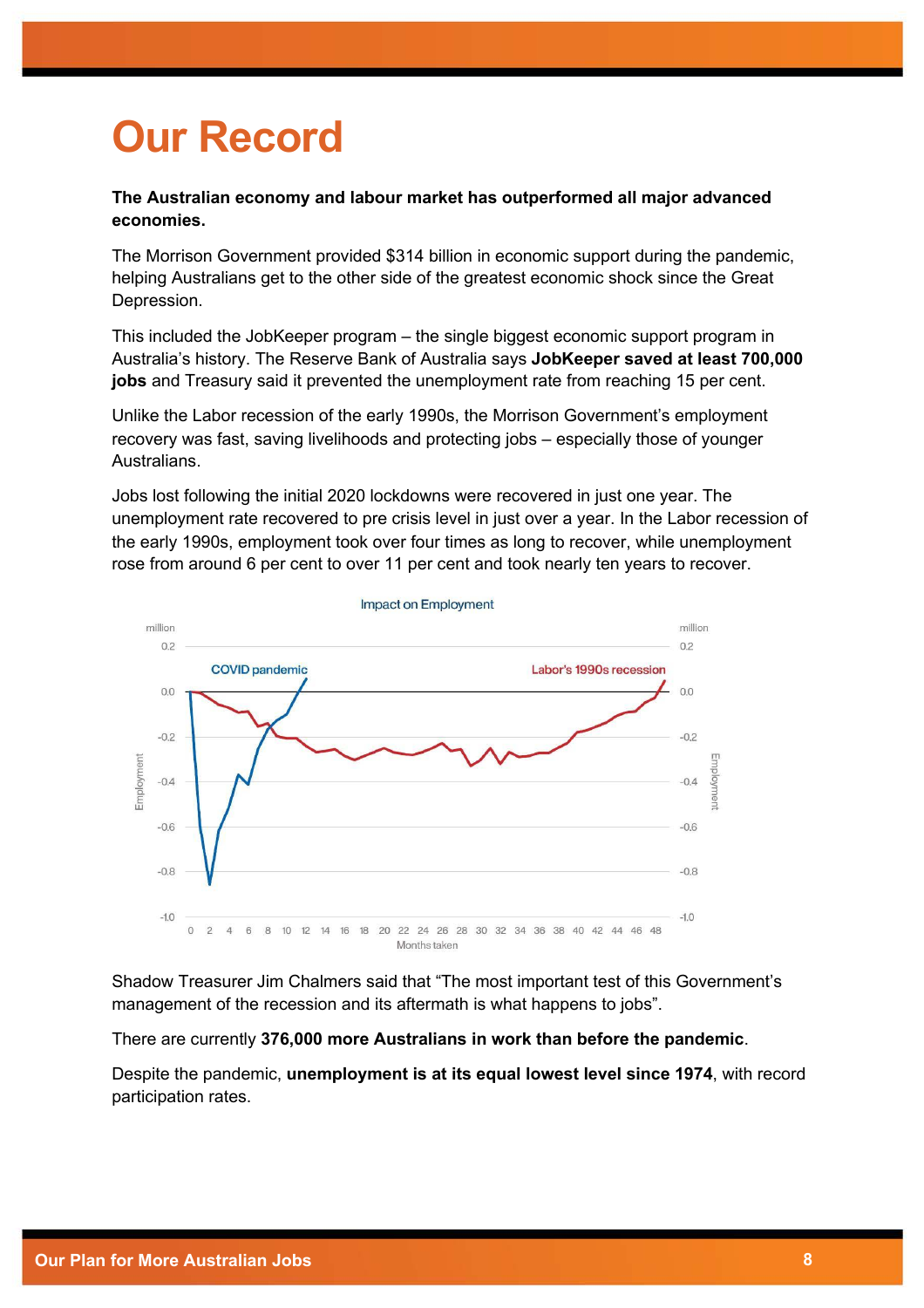# Our Record

**The Australian economy and labour market has outperformed all major advanced economies.**

The Morrison Government provided $314 billion in economic support during the pandemic, helping Australians get to the other side of the greatest economic shock since the Great Depression.

This included the JobKeeper program – the single biggest economic support program in Australia's history. The Reserve Bank of Australia says **JobKeeper saved at least 700,000 jobs** and Treasury said it prevented the unemployment rate from reaching 15 per cent.

Unlike the Labor recession of the early 1990s, the Morrison Government's employment recovery was fast, saving livelihoods and protecting jobs – especially those of younger Australians.

Jobs lost following the initial 2020 lockdowns were recovered in just one year. The unemployment rate recovered to pre crisis level in just over a year. In the Labor recession of the early 1990s, employment took over four times as long to recover, while unemployment rose from around 6 per cent to over 11 per cent and took nearly ten years to recover.

Impact on Employment

Shadow Treasurer Jim Chalmers said that "The most important test of this Government's management of the recession and its aftermath is what happens to jobs".

There are currently **376,000 more Australians in work than before the pandemic**.

Despite the pandemic, **unemployment is at its equal lowest level since 1974**, with record participation rates.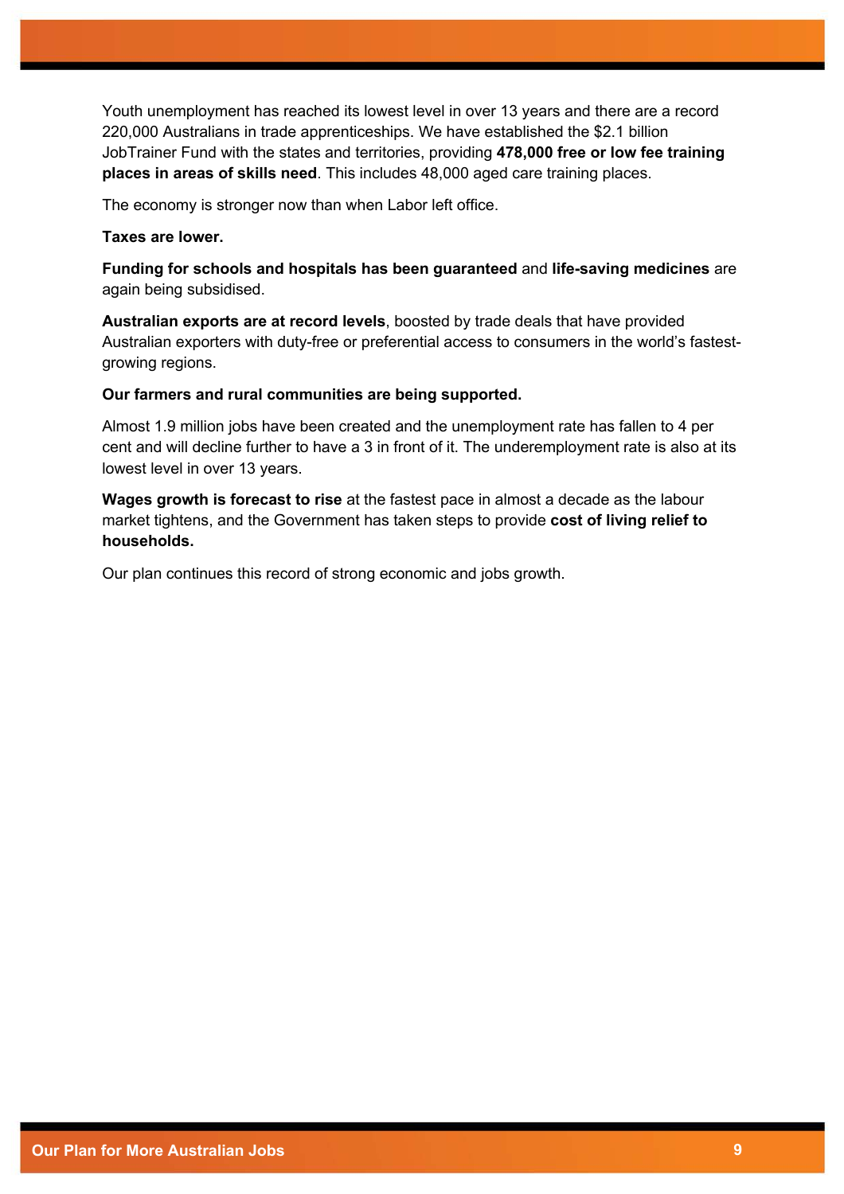Youth unemployment has reached its lowest level in over 13 years and there are a record 220,000 Australians in trade apprenticeships. We have established the $2.1 billion JobTrainer Fund with the states and territories, providing **478,000 free or low fee training places in areas of skills need**. This includes 48,000 aged care training places.

The economy is stronger now than when Labor left office.

**Taxes are lower.**

**Funding for schools and hospitals has been guaranteed** and **life-saving medicines** are again being subsidised.

**Australian exports are at record levels**, boosted by trade deals that have provided Australian exporters with duty-free or preferential access to consumers in the world's fastest-growing regions.

**Our farmers and rural communities are being supported.**

Almost 1.9 million jobs have been created and the unemployment rate has fallen to 4 per cent and will decline further to have a 3 in front of it. The underemployment rate is also at its lowest level in over 13 years.

**Wages growth is forecast to rise** at the fastest pace in almost a decade as the labour market tightens, and the Government has taken steps to provide **cost of living relief to households.**

Our plan continues this record of strong economic and jobs growth.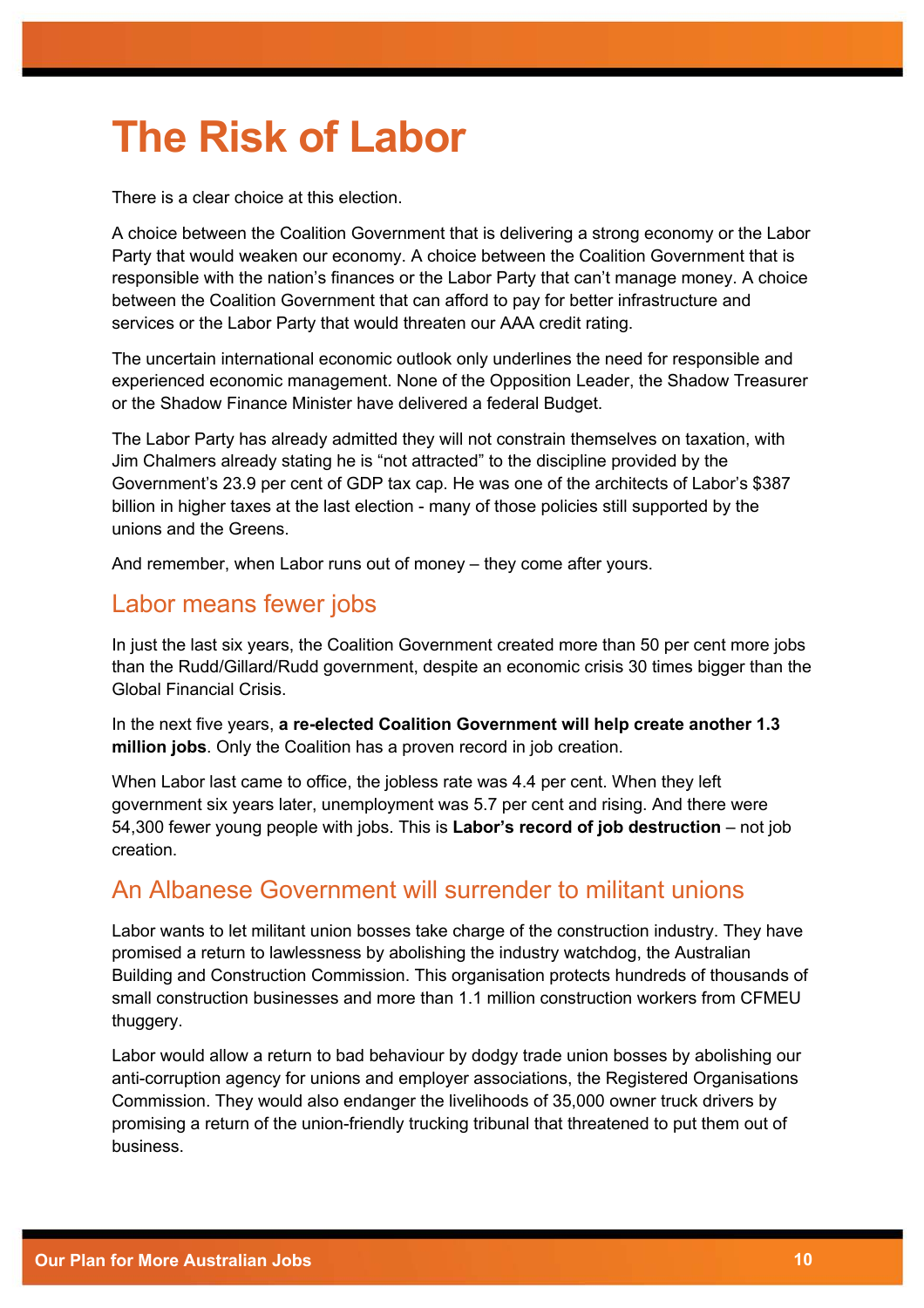# The Risk of Labor

There is a clear choice at this election.

A choice between the Coalition Government that is delivering a strong economy or the Labor Party that would weaken our economy. A choice between the Coalition Government that is responsible with the nation's finances or the Labor Party that can't manage money. A choice between the Coalition Government that can afford to pay for better infrastructure and services or the Labor Party that would threaten our AAA credit rating.

The uncertain international economic outlook only underlines the need for responsible and experienced economic management. None of the Opposition Leader, the Shadow Treasurer or the Shadow Finance Minister have delivered a federal Budget.

The Labor Party has already admitted they will not constrain themselves on taxation, with Jim Chalmers already stating he is "not attracted" to the discipline provided by the Government's 23.9 per cent of GDP tax cap. He was one of the architects of Labor's $387 billion in higher taxes at the last election - many of those policies still supported by the unions and the Greens.

And remember, when Labor runs out of money – they come after yours.

## Labor means fewer jobs

In just the last six years, the Coalition Government created more than 50 per cent more jobs than the Rudd/Gillard/Rudd government, despite an economic crisis 30 times bigger than the Global Financial Crisis.

In the next five years, **a re-elected Coalition Government will help create another 1.3 million jobs**. Only the Coalition has a proven record in job creation.

When Labor last came to office, the jobless rate was 4.4 per cent. When they left government six years later, unemployment was 5.7 per cent and rising. And there were 54,300 fewer young people with jobs. This is **Labor's record of job destruction** – not job creation.

## An Albanese Government will surrender to militant unions

Labor wants to let militant union bosses take charge of the construction industry. They have promised a return to lawlessness by abolishing the industry watchdog, the Australian Building and Construction Commission. This organisation protects hundreds of thousands of small construction businesses and more than 1.1 million construction workers from CFMEU thuggery.

Labor would allow a return to bad behaviour by dodgy trade union bosses by abolishing our anti-corruption agency for unions and employer associations, the Registered Organisations Commission. They would also endanger the livelihoods of 35,000 owner truck drivers by promising a return of the union-friendly trucking tribunal that threatened to put them out of business.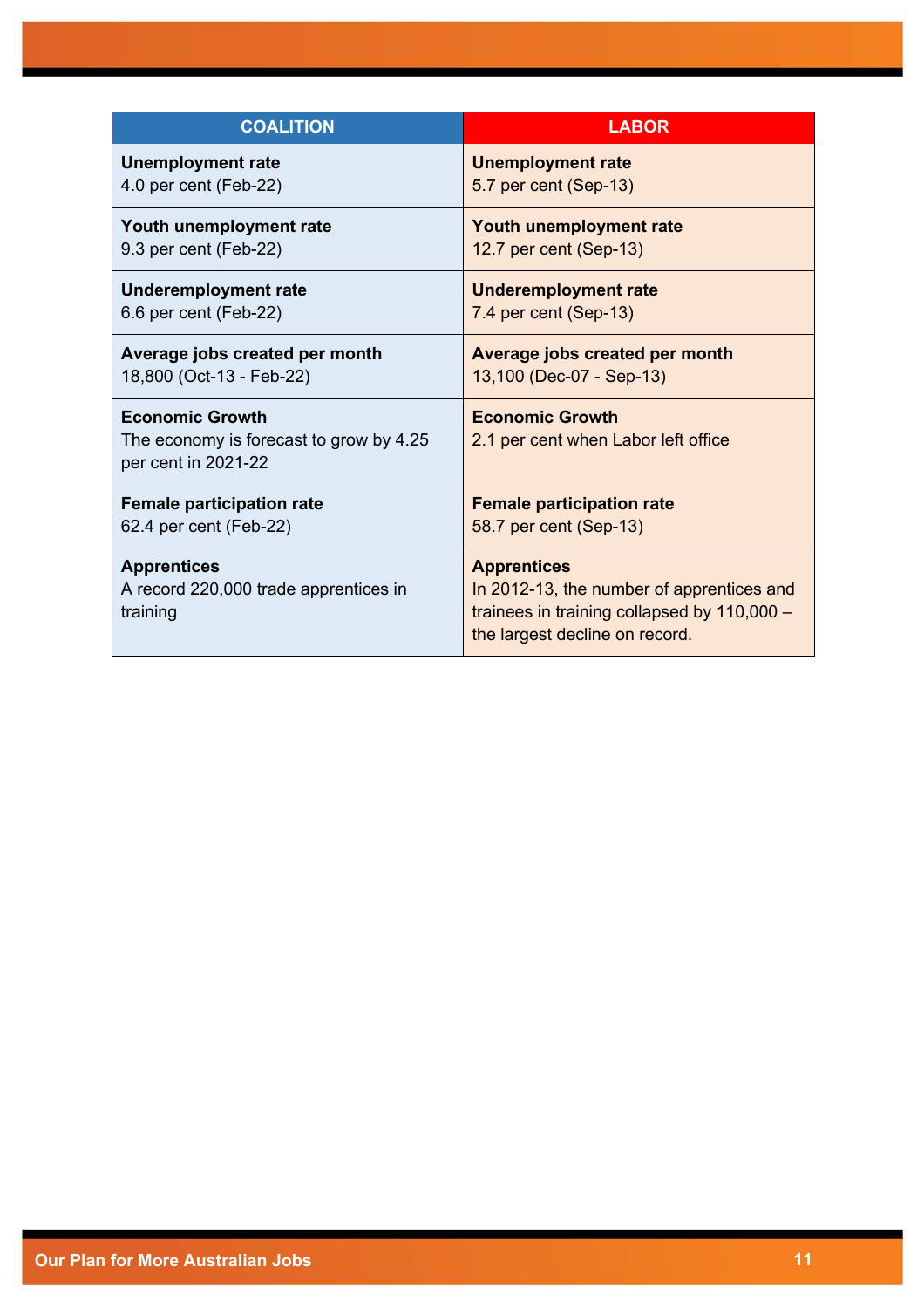| COALITION | LABOR |
| --- | --- |
| **Unemployment rate**<br>4.0 per cent (Feb-22) | **Unemployment rate**<br>5.7 per cent (Sep-13) |
| **Youth unemployment rate**<br>9.3 per cent (Feb-22) | **Youth unemployment rate**<br>12.7 per cent (Sep-13) |
| **Underemployment rate**<br>6.6 per cent (Feb-22) | **Underemployment rate**<br>7.4 per cent (Sep-13) |
| **Average jobs created per month**<br>18,800 (Oct-13 - Feb-22) | **Average jobs created per month**<br>13,100 (Dec-07 - Sep-13) |
| **Economic Growth**<br>The economy is forecast to grow by 4.25 per cent in 2021-22<br><br>**Female participation rate**<br>62.4 per cent (Feb-22) | **Economic Growth**<br>2.1 per cent when Labor left office<br><br>**Female participation rate**<br>58.7 per cent (Sep-13) |
| **Apprentices**<br>A record 220,000 trade apprentices in training | **Apprentices**<br>In 2012-13, the number of apprentices and trainees in training collapsed by 110,000 – the largest decline on record. |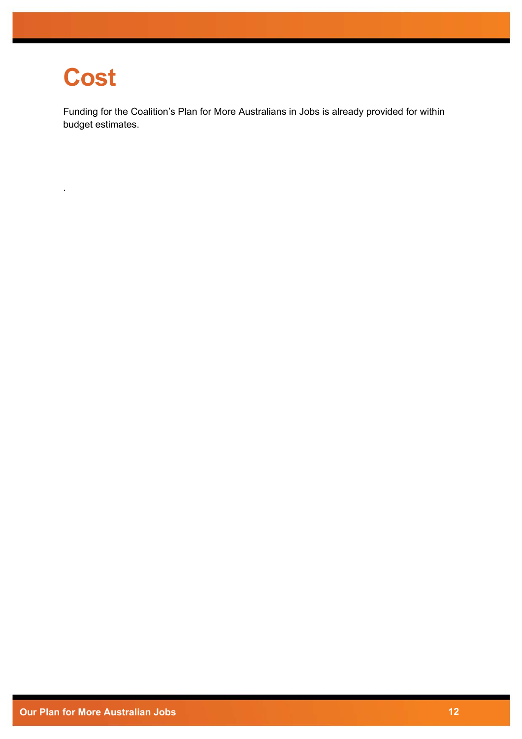# Cost

Funding for the Coalition's Plan for More Australians in Jobs is already provided for within budget estimates.

.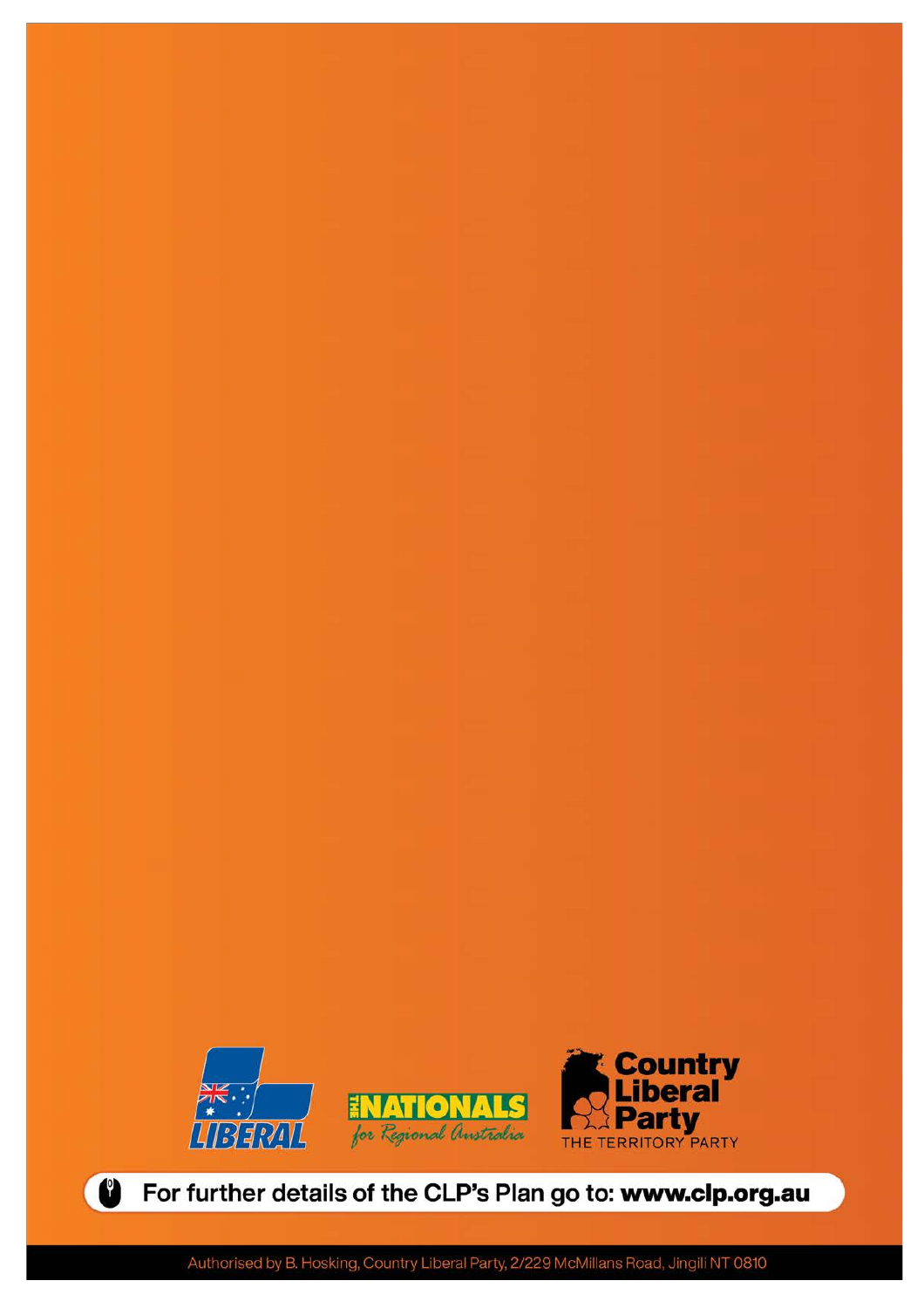LIBERAL

THE NATIONALS for Regional Australia

Country Liberal Party THE TERRITORY PARTY

For further details of the CLP's Plan go to: **www.clp.org.au**

Authorised by B. Hosking, Country Liberal Party, 2/229 McMillans Road, Jingili NT 0810